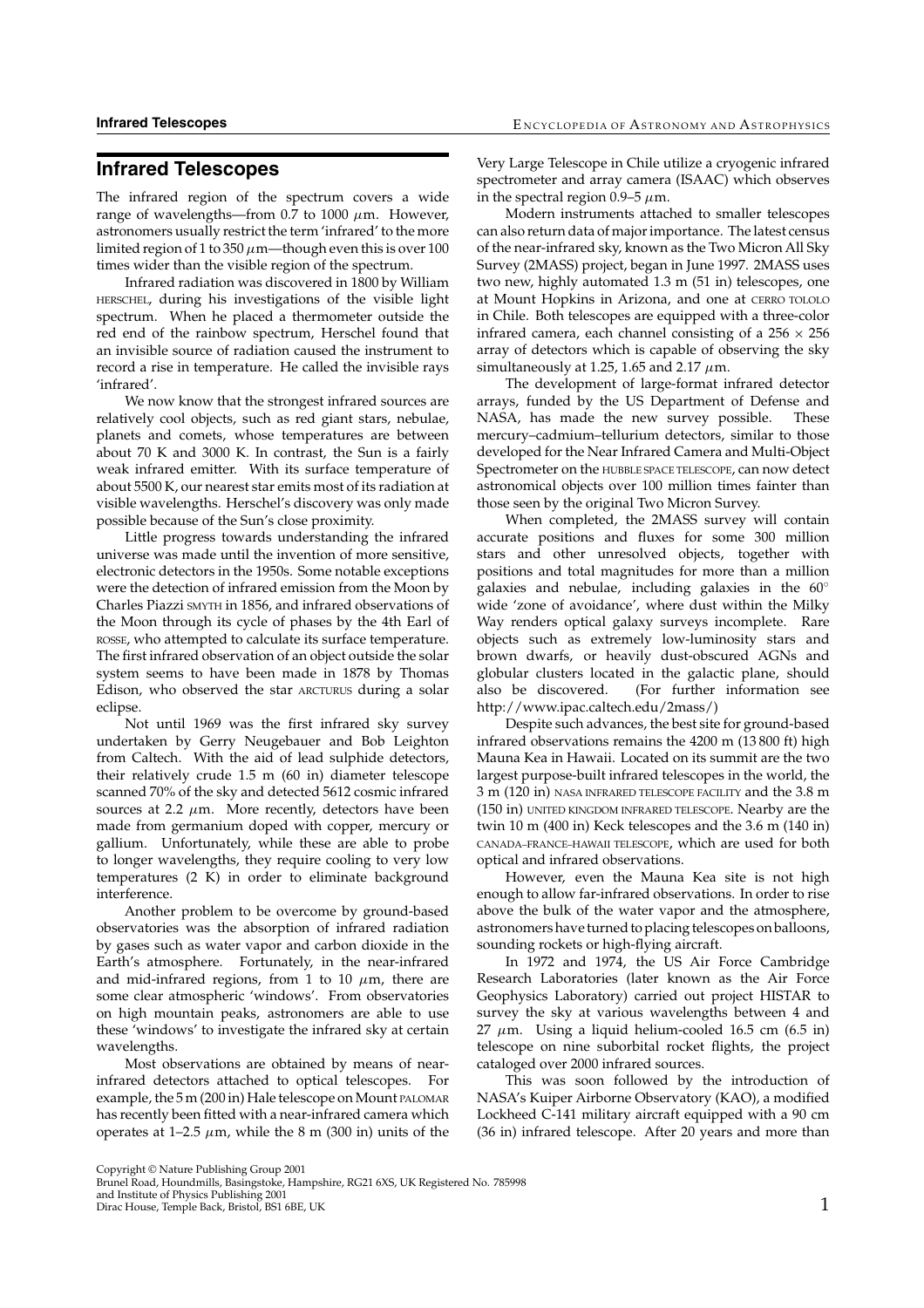# Infrared Telescopes

The infrared region of the spectrum covers a wide range of wavelengths—from 0.7 to 1000 $\mu$m. However, astronomers usually restrict the term 'infrared' to the more limited region of 1 to 350 $\mu$m—though even this is over 100 times wider than the visible region of the spectrum.

Infrared radiation was discovered in 1800 by William HERSCHEL, during his investigations of the visible light spectrum. When he placed a thermometer outside the red end of the rainbow spectrum, Herschel found that an invisible source of radiation caused the instrument to record a rise in temperature. He called the invisible rays 'infrared'.

We now know that the strongest infrared sources are relatively cool objects, such as red giant stars, nebulae, planets and comets, whose temperatures are between about 70 K and 3000 K. In contrast, the Sun is a fairly weak infrared emitter. With its surface temperature of about 5500 K, our nearest star emits most of its radiation at visible wavelengths. Herschel's discovery was only made possible because of the Sun's close proximity.

Little progress towards understanding the infrared universe was made until the invention of more sensitive, electronic detectors in the 1950s. Some notable exceptions were the detection of infrared emission from the Moon by Charles Piazzi SMYTH in 1856, and infrared observations of the Moon through its cycle of phases by the 4th Earl of ROSSE, who attempted to calculate its surface temperature. The first infrared observation of an object outside the solar system seems to have been made in 1878 by Thomas Edison, who observed the star ARCTURUS during a solar eclipse.

Not until 1969 was the first infrared sky survey undertaken by Gerry Neugebauer and Bob Leighton from Caltech. With the aid of lead sulphide detectors, their relatively crude 1.5 m (60 in) diameter telescope scanned 70% of the sky and detected 5612 cosmic infrared sources at 2.2 $\mu$m. More recently, detectors have been made from germanium doped with copper, mercury or gallium. Unfortunately, while these are able to probe to longer wavelengths, they require cooling to very low temperatures (2 K) in order to eliminate background interference.

Another problem to be overcome by ground-based observatories was the absorption of infrared radiation by gases such as water vapor and carbon dioxide in the Earth's atmosphere. Fortunately, in the near-infrared and mid-infrared regions, from 1 to 10 $\mu$m, there are some clear atmospheric 'windows'. From observatories on high mountain peaks, astronomers are able to use these 'windows' to investigate the infrared sky at certain wavelengths.

Most observations are obtained by means of near-infrared detectors attached to optical telescopes. For example, the 5 m (200 in) Hale telescope on Mount PALOMAR has recently been fitted with a near-infrared camera which operates at 1–2.5 $\mu$m, while the 8 m (300 in) units of the Very Large Telescope in Chile utilize a cryogenic infrared spectrometer and array camera (ISAAC) which observes in the spectral region 0.9–5 $\mu$m.

Modern instruments attached to smaller telescopes can also return data of major importance. The latest census of the near-infrared sky, known as the Two Micron All Sky Survey (2MASS) project, began in June 1997. 2MASS uses two new, highly automated 1.3 m (51 in) telescopes, one at Mount Hopkins in Arizona, and one at CERRO TOLOLO in Chile. Both telescopes are equipped with a three-color infrared camera, each channel consisting of a $256 \times 256$ array of detectors which is capable of observing the sky simultaneously at 1.25, 1.65 and 2.17 $\mu$m.

The development of large-format infrared detector arrays, funded by the US Department of Defense and NASA, has made the new survey possible. These mercury–cadmium–tellurium detectors, similar to those developed for the Near Infrared Camera and Multi-Object Spectrometer on the HUBBLE SPACE TELESCOPE, can now detect astronomical objects over 100 million times fainter than those seen by the original Two Micron Survey.

When completed, the 2MASS survey will contain accurate positions and fluxes for some 300 million stars and other unresolved objects, together with positions and total magnitudes for more than a million galaxies and nebulae, including galaxies in the 60° wide 'zone of avoidance', where dust within the Milky Way renders optical galaxy surveys incomplete. Rare objects such as extremely low-luminosity stars and brown dwarfs, or heavily dust-obscured AGNs and globular clusters located in the galactic plane, should also be discovered. (For further information see http://www.ipac.caltech.edu/2mass/)

Despite such advances, the best site for ground-based infrared observations remains the 4200 m (13 800 ft) high Mauna Kea in Hawaii. Located on its summit are the two largest purpose-built infrared telescopes in the world, the 3 m (120 in) NASA INFRARED TELESCOPE FACILITY and the 3.8 m (150 in) UNITED KINGDOM INFRARED TELESCOPE. Nearby are the twin 10 m (400 in) Keck telescopes and the 3.6 m (140 in) CANADA–FRANCE–HAWAII TELESCOPE, which are used for both optical and infrared observations.

However, even the Mauna Kea site is not high enough to allow far-infrared observations. In order to rise above the bulk of the water vapor and the atmosphere, astronomers have turned to placing telescopes on balloons, sounding rockets or high-flying aircraft.

In 1972 and 1974, the US Air Force Cambridge Research Laboratories (later known as the Air Force Geophysics Laboratory) carried out project HISTAR to survey the sky at various wavelengths between 4 and 27 $\mu$m. Using a liquid helium-cooled 16.5 cm (6.5 in) telescope on nine suborbital rocket flights, the project cataloged over 2000 infrared sources.

This was soon followed by the introduction of NASA's Kuiper Airborne Observatory (KAO), a modified Lockheed C-141 military aircraft equipped with a 90 cm (36 in) infrared telescope. After 20 years and more than

Copyright © Nature Publishing Group 2001
Brunel Road, Houndmills, Basingstoke, Hampshire, RG21 6XS, UK Registered No. 785998
and Institute of Physics Publishing 2001
Dirac House, Temple Back, Bristol, BS1 6BE, UK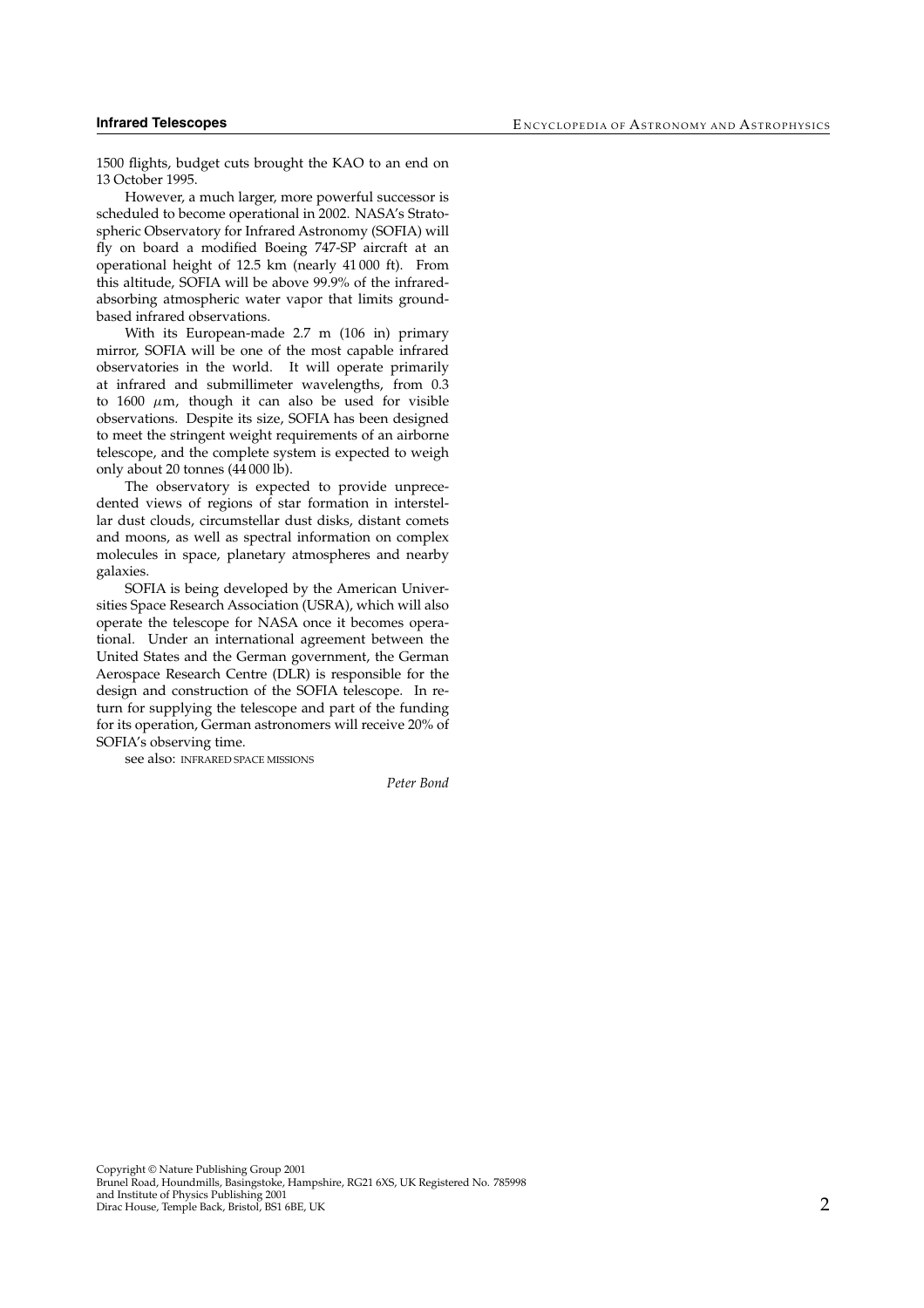1500 flights, budget cuts brought the KAO to an end on 13 October 1995.

However, a much larger, more powerful successor is scheduled to become operational in 2002. NASA's Stratospheric Observatory for Infrared Astronomy (SOFIA) will fly on board a modified Boeing 747-SP aircraft at an operational height of 12.5 km (nearly 41 000 ft). From this altitude, SOFIA will be above 99.9% of the infrared-absorbing atmospheric water vapor that limits ground-based infrared observations.

With its European-made 2.7 m (106 in) primary mirror, SOFIA will be one of the most capable infrared observatories in the world. It will operate primarily at infrared and submillimeter wavelengths, from 0.3 to 1600 $\mu$m, though it can also be used for visible observations. Despite its size, SOFIA has been designed to meet the stringent weight requirements of an airborne telescope, and the complete system is expected to weigh only about 20 tonnes (44 000 lb).

The observatory is expected to provide unprecedented views of regions of star formation in interstellar dust clouds, circumstellar dust disks, distant comets and moons, as well as spectral information on complex molecules in space, planetary atmospheres and nearby galaxies.

SOFIA is being developed by the American Universities Space Research Association (USRA), which will also operate the telescope for NASA once it becomes operational. Under an international agreement between the United States and the German government, the German Aerospace Research Centre (DLR) is responsible for the design and construction of the SOFIA telescope. In return for supplying the telescope and part of the funding for its operation, German astronomers will receive 20% of SOFIA's observing time.

see also: INFRARED SPACE MISSIONS

*Peter Bond*

Copyright © Nature Publishing Group 2001
Brunel Road, Houndmills, Basingstoke, Hampshire, RG21 6XS, UK Registered No. 785998
and Institute of Physics Publishing 2001
Dirac House, Temple Back, Bristol, BS1 6BE, UK